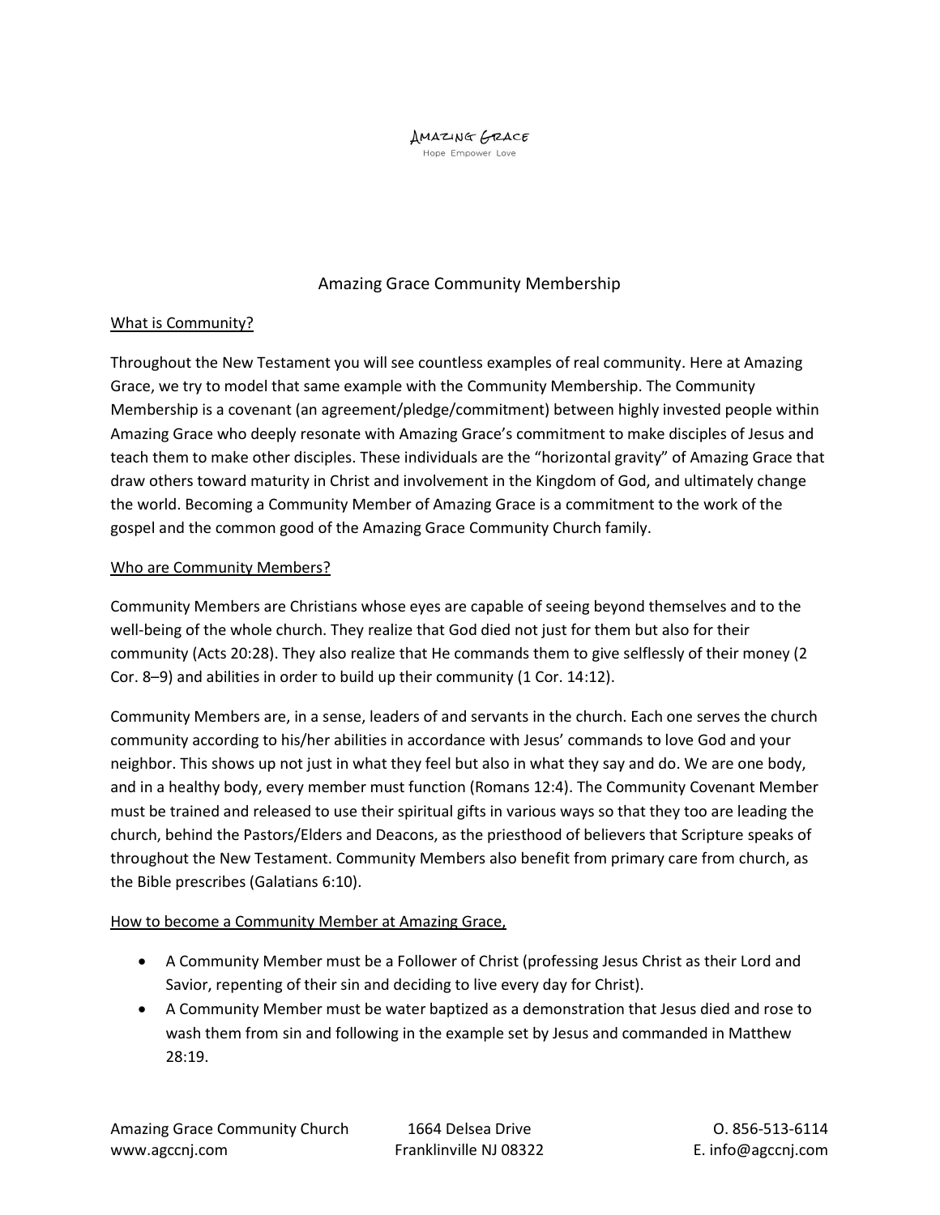AMAZING GRACE
Hope Empower Love

# Amazing Grace Community Membership

## What is Community?

Throughout the New Testament you will see countless examples of real community. Here at Amazing Grace, we try to model that same example with the Community Membership. The Community Membership is a covenant (an agreement/pledge/commitment) between highly invested people within Amazing Grace who deeply resonate with Amazing Grace's commitment to make disciples of Jesus and teach them to make other disciples. These individuals are the "horizontal gravity" of Amazing Grace that draw others toward maturity in Christ and involvement in the Kingdom of God, and ultimately change the world. Becoming a Community Member of Amazing Grace is a commitment to the work of the gospel and the common good of the Amazing Grace Community Church family.

## Who are Community Members?

Community Members are Christians whose eyes are capable of seeing beyond themselves and to the well-being of the whole church. They realize that God died not just for them but also for their community (Acts 20:28). They also realize that He commands them to give selflessly of their money (2 Cor. 8–9) and abilities in order to build up their community (1 Cor. 14:12).

Community Members are, in a sense, leaders of and servants in the church. Each one serves the church community according to his/her abilities in accordance with Jesus' commands to love God and your neighbor. This shows up not just in what they feel but also in what they say and do. We are one body, and in a healthy body, every member must function (Romans 12:4). The Community Covenant Member must be trained and released to use their spiritual gifts in various ways so that they too are leading the church, behind the Pastors/Elders and Deacons, as the priesthood of believers that Scripture speaks of throughout the New Testament. Community Members also benefit from primary care from church, as the Bible prescribes (Galatians 6:10).

## How to become a Community Member at Amazing Grace,

- A Community Member must be a Follower of Christ (professing Jesus Christ as their Lord and Savior, repenting of their sin and deciding to live every day for Christ).
- A Community Member must be water baptized as a demonstration that Jesus died and rose to wash them from sin and following in the example set by Jesus and commanded in Matthew 28:19.

Amazing Grace Community Church | 1664 Delsea Drive | O. 856-513-6114
www.agccnj.com | Franklinville NJ 08322 | E. info@agccnj.com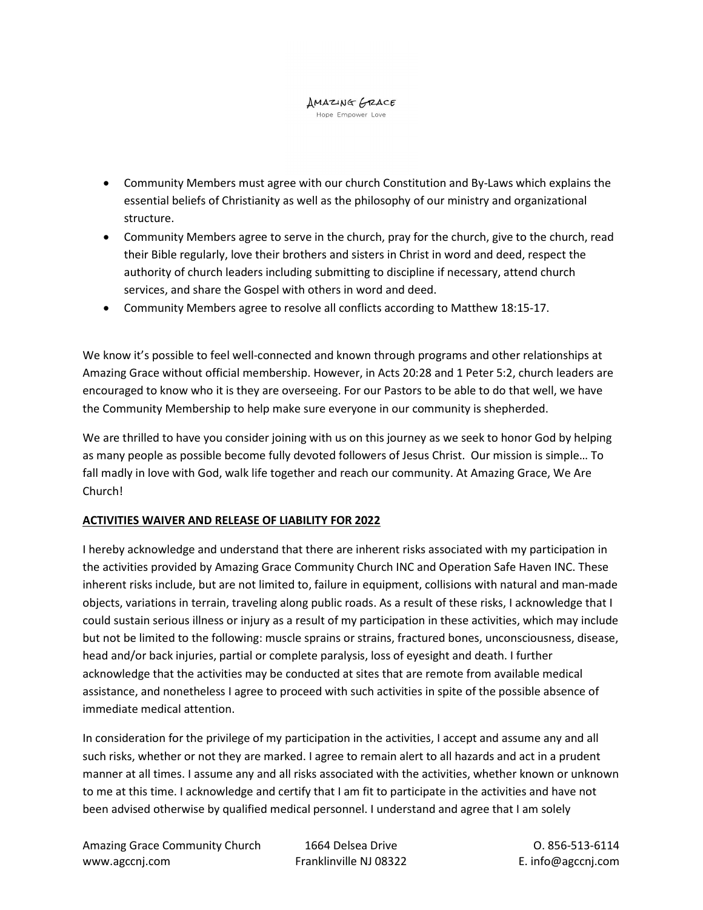- Community Members must agree with our church Constitution and By-Laws which explains the essential beliefs of Christianity as well as the philosophy of our ministry and organizational structure.
- Community Members agree to serve in the church, pray for the church, give to the church, read their Bible regularly, love their brothers and sisters in Christ in word and deed, respect the authority of church leaders including submitting to discipline if necessary, attend church services, and share the Gospel with others in word and deed.
- Community Members agree to resolve all conflicts according to Matthew 18:15-17.

We know it's possible to feel well-connected and known through programs and other relationships at Amazing Grace without official membership. However, in Acts 20:28 and 1 Peter 5:2, church leaders are encouraged to know who it is they are overseeing. For our Pastors to be able to do that well, we have the Community Membership to help make sure everyone in our community is shepherded.

We are thrilled to have you consider joining with us on this journey as we seek to honor God by helping as many people as possible become fully devoted followers of Jesus Christ. Our mission is simple… To fall madly in love with God, walk life together and reach our community. At Amazing Grace, We Are Church!

**ACTIVITIES WAIVER AND RELEASE OF LIABILITY FOR 2022**

I hereby acknowledge and understand that there are inherent risks associated with my participation in the activities provided by Amazing Grace Community Church INC and Operation Safe Haven INC. These inherent risks include, but are not limited to, failure in equipment, collisions with natural and man-made objects, variations in terrain, traveling along public roads. As a result of these risks, I acknowledge that I could sustain serious illness or injury as a result of my participation in these activities, which may include but not be limited to the following: muscle sprains or strains, fractured bones, unconsciousness, disease, head and/or back injuries, partial or complete paralysis, loss of eyesight and death. I further acknowledge that the activities may be conducted at sites that are remote from available medical assistance, and nonetheless I agree to proceed with such activities in spite of the possible absence of immediate medical attention.

In consideration for the privilege of my participation in the activities, I accept and assume any and all such risks, whether or not they are marked. I agree to remain alert to all hazards and act in a prudent manner at all times. I assume any and all risks associated with the activities, whether known or unknown to me at this time. I acknowledge and certify that I am fit to participate in the activities and have not been advised otherwise by qualified medical personnel. I understand and agree that I am solely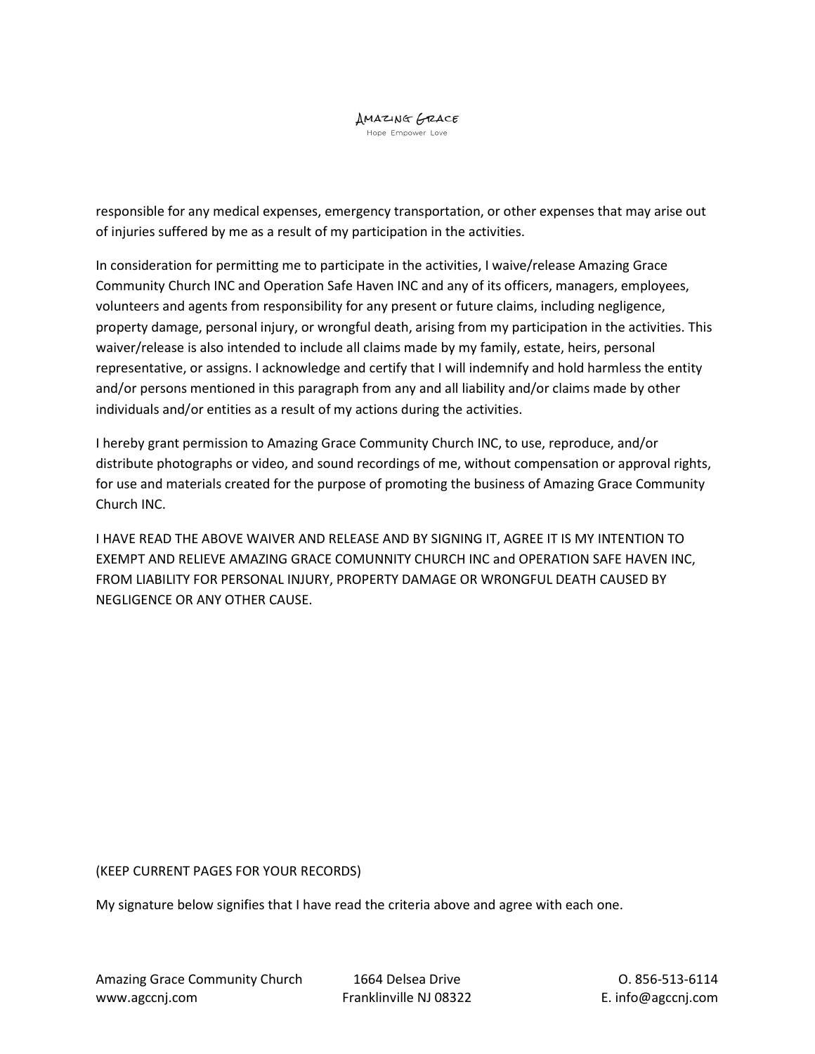responsible for any medical expenses, emergency transportation, or other expenses that may arise out of injuries suffered by me as a result of my participation in the activities.

In consideration for permitting me to participate in the activities, I waive/release Amazing Grace Community Church INC and Operation Safe Haven INC and any of its officers, managers, employees, volunteers and agents from responsibility for any present or future claims, including negligence, property damage, personal injury, or wrongful death, arising from my participation in the activities. This waiver/release is also intended to include all claims made by my family, estate, heirs, personal representative, or assigns. I acknowledge and certify that I will indemnify and hold harmless the entity and/or persons mentioned in this paragraph from any and all liability and/or claims made by other individuals and/or entities as a result of my actions during the activities.

I hereby grant permission to Amazing Grace Community Church INC, to use, reproduce, and/or distribute photographs or video, and sound recordings of me, without compensation or approval rights, for use and materials created for the purpose of promoting the business of Amazing Grace Community Church INC.

I HAVE READ THE ABOVE WAIVER AND RELEASE AND BY SIGNING IT, AGREE IT IS MY INTENTION TO EXEMPT AND RELIEVE AMAZING GRACE COMUNNITY CHURCH INC and OPERATION SAFE HAVEN INC, FROM LIABILITY FOR PERSONAL INJURY, PROPERTY DAMAGE OR WRONGFUL DEATH CAUSED BY NEGLIGENCE OR ANY OTHER CAUSE.

(KEEP CURRENT PAGES FOR YOUR RECORDS)

My signature below signifies that I have read the criteria above and agree with each one.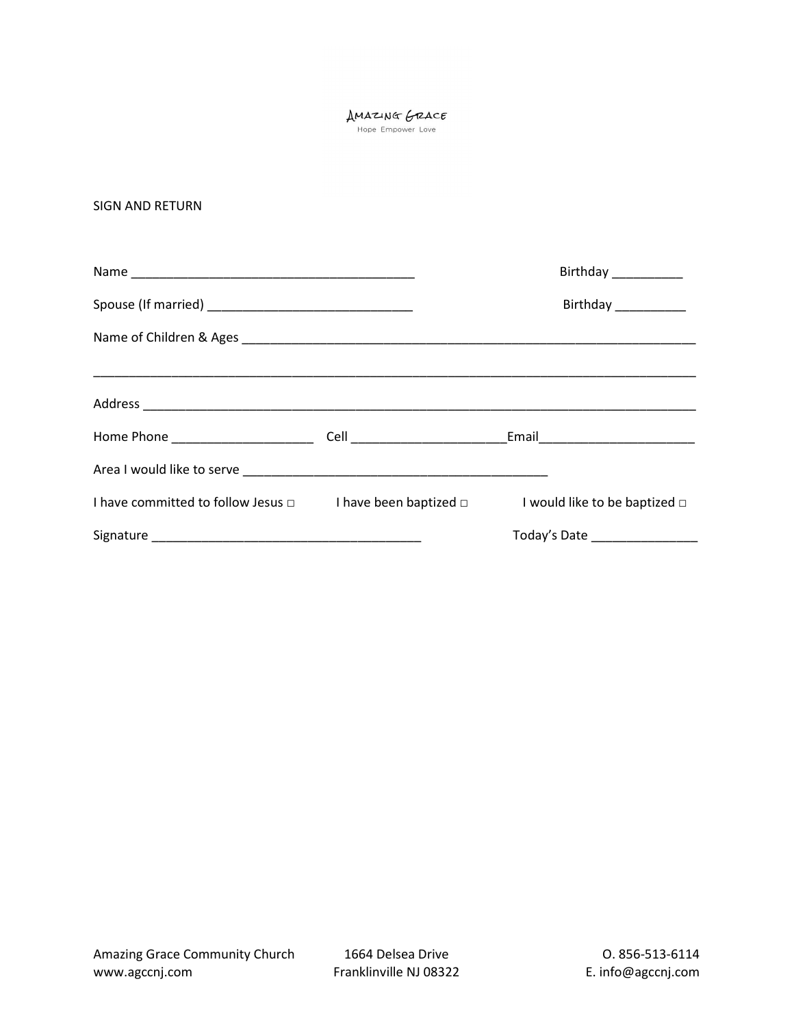Amazing Grace
Hope Empower Love

SIGN AND RETURN

Name ________________________________________ Birthday __________

Spouse (If married) ____________________________ Birthday __________

Name of Children & Ages ________________________________________________________________

_________________________________________________________________________________________

Address _________________________________________________________________________________

Home Phone ___________________ Cell _____________________ Email_____________________

Area I would like to serve __________________________________________

I have committed to follow Jesus □ I have been baptized □ I would like to be baptized □

Signature _____________________________________ Today's Date _______________

Amazing Grace Community Church
www.agccnj.com

1664 Delsea Drive
Franklinville NJ 08322

O. 856-513-6114
E. info@agccnj.com